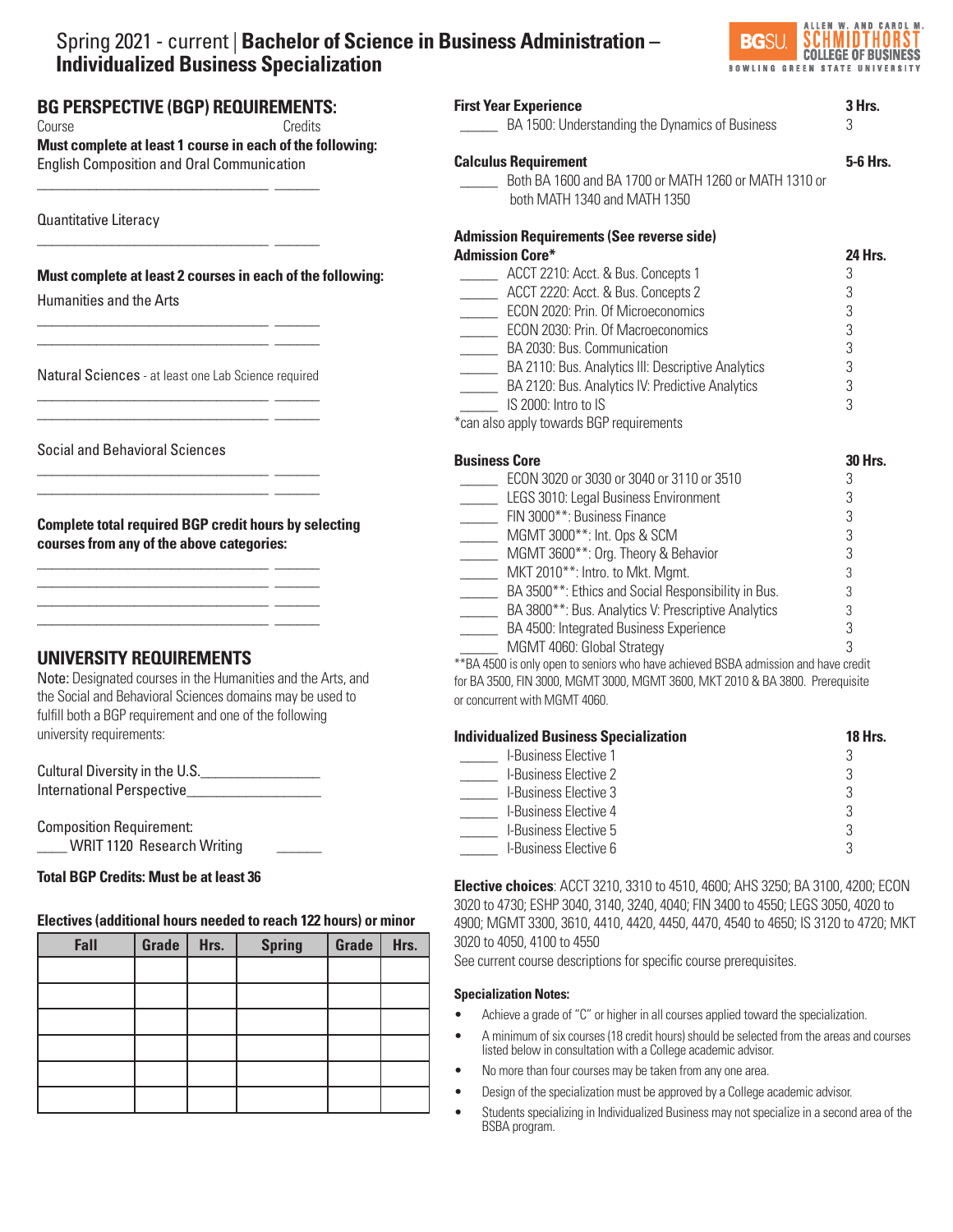# Spring 2021 - current | Bachelor of Science in Business Administration – Individualized Business Specialization

## BG PERSPECTIVE (BGP) REQUIREMENTS:

Course Credits

**Must complete at least 1 course in each of the following:**

English Composition and Oral Communication

________________________________ ______

Quantitative Literacy

________________________________ ______

**Must complete at least 2 courses in each of the following:**

Humanities and the Arts

________________________________ ______
________________________________ ______

Natural Sciences - at least one Lab Science required

________________________________ ______
________________________________ ______

Social and Behavioral Sciences

________________________________ ______
________________________________ ______

**Complete total required BGP credit hours by selecting courses from any of the above categories:**

________________________________ ______
________________________________ ______
________________________________ ______
________________________________ ______

## UNIVERSITY REQUIREMENTS

Note: Designated courses in the Humanities and the Arts, and the Social and Behavioral Sciences domains may be used to fulfill both a BGP requirement and one of the following university requirements:

Cultural Diversity in the U.S.________________
International Perspective_________________

Composition Requirement:
____ WRIT 1120 Research Writing ______

**Total BGP Credits: Must be at least 36**

**Electives (additional hours needed to reach 122 hours) or minor**

| Fall | Grade | Hrs. | Spring | Grade | Hrs. |
|---|---|---|---|---|---|
| | | | | | |
| | | | | | |
| | | | | | |
| | | | | | |
| | | | | | |
| | | | | | |

**First Year Experience** **3 Hrs.**

_____ BA 1500: Understanding the Dynamics of Business 3

**Calculus Requirement** **5-6 Hrs.**

_____ Both BA 1600 and BA 1700 or MATH 1260 or MATH 1310 or both MATH 1340 and MATH 1350

**Admission Requirements (See reverse side)**

**Admission Core*** **24 Hrs.**

_____ ACCT 2210: Acct. & Bus. Concepts 1 3
_____ ACCT 2220: Acct. & Bus. Concepts 2 3
_____ ECON 2020: Prin. Of Microeconomics 3
_____ ECON 2030: Prin. Of Macroeconomics 3
_____ BA 2030: Bus. Communication 3
_____ BA 2110: Bus. Analytics III: Descriptive Analytics 3
_____ BA 2120: Bus. Analytics IV: Predictive Analytics 3
_____ IS 2000: Intro to IS 3

*can also apply towards BGP requirements

**Business Core** **30 Hrs.**

_____ ECON 3020 or 3030 or 3040 or 3110 or 3510 3
_____ LEGS 3010: Legal Business Environment 3
_____ FIN 3000**: Business Finance 3
_____ MGMT 3000**: Int. Ops & SCM 3
_____ MGMT 3600**: Org. Theory & Behavior 3
_____ MKT 2010**: Intro. to Mkt. Mgmt. 3
_____ BA 3500**: Ethics and Social Responsibility in Bus. 3
_____ BA 3800**: Bus. Analytics V: Prescriptive Analytics 3
_____ BA 4500: Integrated Business Experience 3
_____ MGMT 4060: Global Strategy 3

**BA 4500 is only open to seniors who have achieved BSBA admission and have credit for BA 3500, FIN 3000, MGMT 3000, MGMT 3600, MKT 2010 & BA 3800. Prerequisite or concurrent with MGMT 4060.

**Individualized Business Specialization** **18 Hrs.**

_____ I-Business Elective 1 3
_____ I-Business Elective 2 3
_____ I-Business Elective 3 3
_____ I-Business Elective 4 3
_____ I-Business Elective 5 3
_____ I-Business Elective 6 3

**Elective choices**: ACCT 3210, 3310 to 4510, 4600; AHS 3250; BA 3100, 4200; ECON 3020 to 4730; ESHP 3040, 3140, 3240, 4040; FIN 3400 to 4550; LEGS 3050, 4020 to 4900; MGMT 3300, 3610, 4410, 4420, 4450, 4470, 4540 to 4650; IS 3120 to 4720; MKT 3020 to 4050, 4100 to 4550

See current course descriptions for specific course prerequisites.

**Specialization Notes:**

- Achieve a grade of "C" or higher in all courses applied toward the specialization.
- A minimum of six courses (18 credit hours) should be selected from the areas and courses listed below in consultation with a College academic advisor.
- No more than four courses may be taken from any one area.
- Design of the specialization must be approved by a College academic advisor.
- Students specializing in Individualized Business may not specialize in a second area of the BSBA program.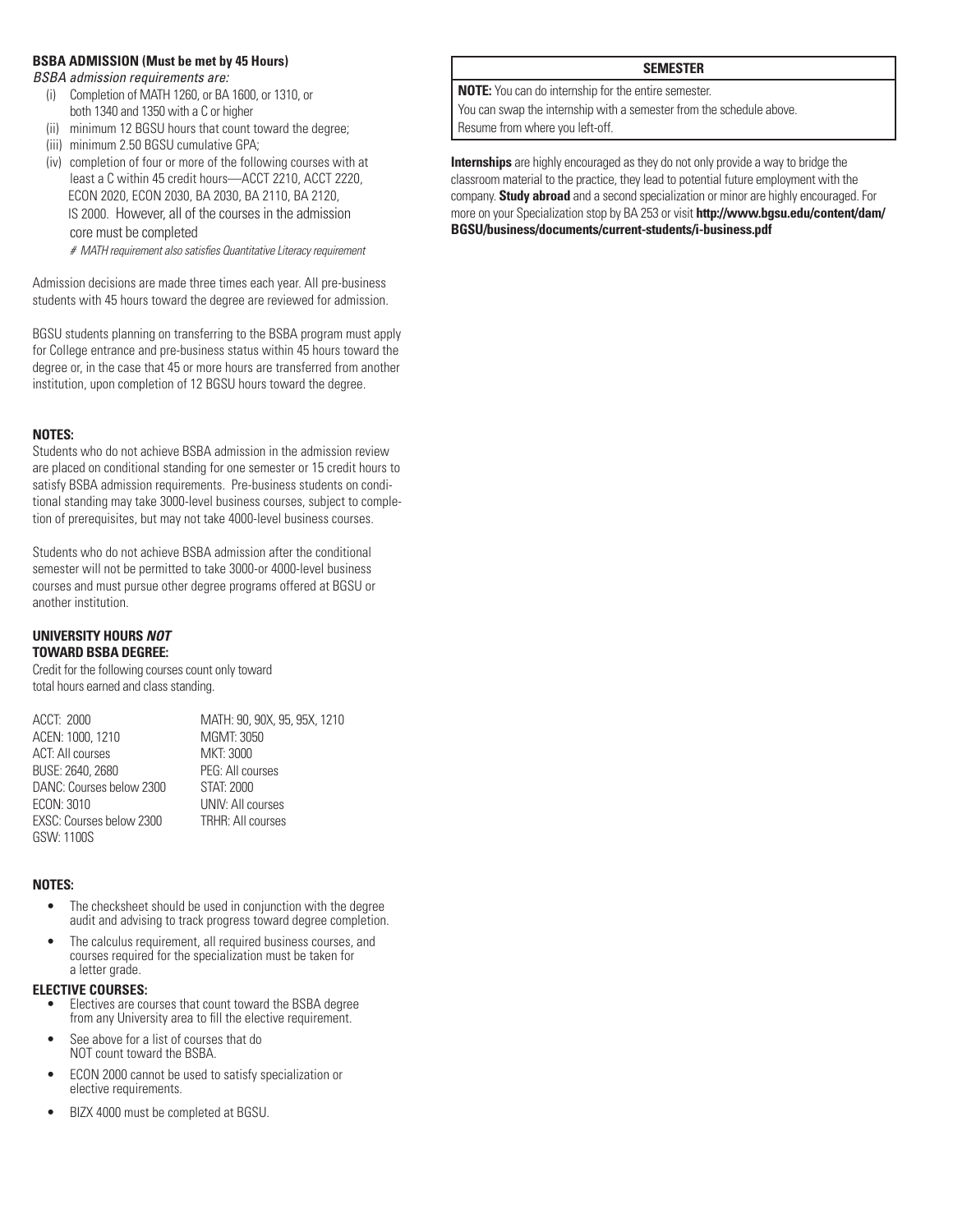### BSBA ADMISSION (Must be met by 45 Hours)

*BSBA admission requirements are:*

- (i) Completion of MATH 1260, or BA 1600, or 1310, or both 1340 and 1350 with a C or higher
- (ii) minimum 12 BGSU hours that count toward the degree;
- (iii) minimum 2.50 BGSU cumulative GPA;
- (iv) completion of four or more of the following courses with at least a C within 45 credit hours—ACCT 2210, ACCT 2220, ECON 2020, ECON 2030, BA 2030, BA 2110, BA 2120, IS 2000. However, all of the courses in the admission core must be completed

  *# MATH requirement also satisfies Quantitative Literacy requirement*

Admission decisions are made three times each year. All pre-business students with 45 hours toward the degree are reviewed for admission.

BGSU students planning on transferring to the BSBA program must apply for College entrance and pre-business status within 45 hours toward the degree or, in the case that 45 or more hours are transferred from another institution, upon completion of 12 BGSU hours toward the degree.

### NOTES:

Students who do not achieve BSBA admission in the admission review are placed on conditional standing for one semester or 15 credit hours to satisfy BSBA admission requirements. Pre-business students on conditional standing may take 3000-level business courses, subject to completion of prerequisites, but may not take 4000-level business courses.

Students who do not achieve BSBA admission after the conditional semester will not be permitted to take 3000-or 4000-level business courses and must pursue other degree programs offered at BGSU or another institution.

### UNIVERSITY HOURS *NOT* TOWARD BSBA DEGREE:

Credit for the following courses count only toward total hours earned and class standing.

| | |
|---|---|
| ACCT: 2000 | MATH: 90, 90X, 95, 95X, 1210 |
| ACEN: 1000, 1210 | MGMT: 3050 |
| ACT: All courses | MKT: 3000 |
| BUSE: 2640, 2680 | PEG: All courses |
| DANC: Courses below 2300 | STAT: 2000 |
| ECON: 3010 | UNIV: All courses |
| EXSC: Courses below 2300 | TRHR: All courses |
| GSW: 1100S | |

### NOTES:

- The checksheet should be used in conjunction with the degree audit and advising to track progress toward degree completion.
- The calculus requirement, all required business courses, and courses required for the specialization must be taken for a letter grade.

### ELECTIVE COURSES:

- Electives are courses that count toward the BSBA degree from any University area to fill the elective requirement.
- See above for a list of courses that do NOT count toward the BSBA.
- ECON 2000 cannot be used to satisfy specialization or elective requirements.
- BIZX 4000 must be completed at BGSU.

| SEMESTER |
|---|
| **NOTE:** You can do internship for the entire semester. |
| You can swap the internship with a semester from the schedule above. |
| Resume from where you left-off. |

**Internships** are highly encouraged as they do not only provide a way to bridge the classroom material to the practice, they lead to potential future employment with the company. **Study abroad** and a second specialization or minor are highly encouraged. For more on your Specialization stop by BA 253 or visit **http://www.bgsu.edu/content/dam/BGSU/business/documents/current-students/i-business.pdf**